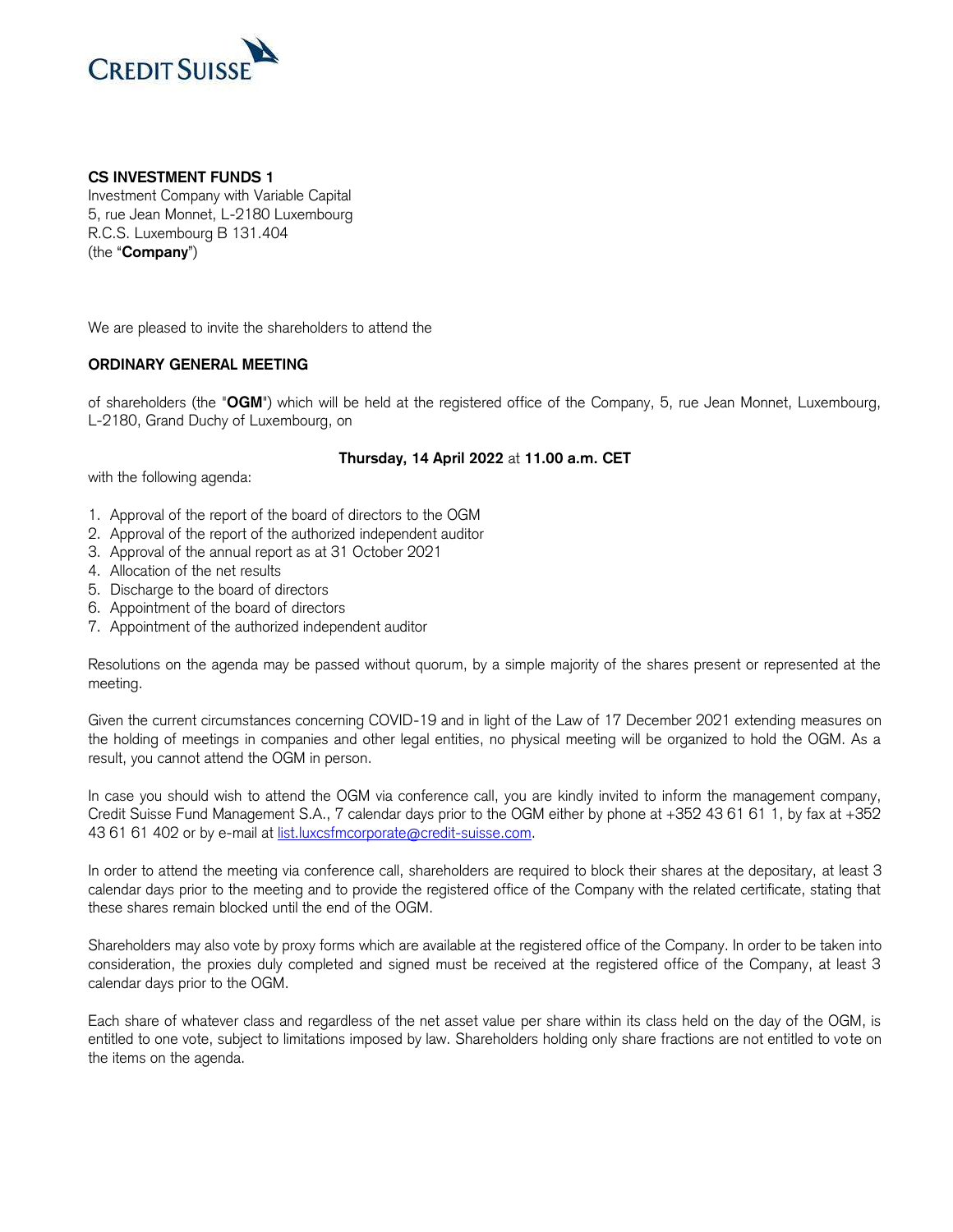**CS INVESTMENT FUNDS 1**
Investment Company with Variable Capital
5, rue Jean Monnet, L-2180 Luxembourg
R.C.S. Luxembourg B 131.404
(the "**Company**")

We are pleased to invite the shareholders to attend the

**ORDINARY GENERAL MEETING**

of shareholders (the "**OGM**") which will be held at the registered office of the Company, 5, rue Jean Monnet, Luxembourg, L-2180, Grand Duchy of Luxembourg, on

**Thursday, 14 April 2022** at **11.00 a.m. CET**

with the following agenda:

1. Approval of the report of the board of directors to the OGM
2. Approval of the report of the authorized independent auditor
3. Approval of the annual report as at 31 October 2021
4. Allocation of the net results
5. Discharge to the board of directors
6. Appointment of the board of directors
7. Appointment of the authorized independent auditor

Resolutions on the agenda may be passed without quorum, by a simple majority of the shares present or represented at the meeting.

Given the current circumstances concerning COVID-19 and in light of the Law of 17 December 2021 extending measures on the holding of meetings in companies and other legal entities, no physical meeting will be organized to hold the OGM. As a result, you cannot attend the OGM in person.

In case you should wish to attend the OGM via conference call, you are kindly invited to inform the management company, Credit Suisse Fund Management S.A., 7 calendar days prior to the OGM either by phone at +352 43 61 61 1, by fax at +352 43 61 61 402 or by e-mail at list.luxcsfmcorporate@credit-suisse.com.

In order to attend the meeting via conference call, shareholders are required to block their shares at the depositary, at least 3 calendar days prior to the meeting and to provide the registered office of the Company with the related certificate, stating that these shares remain blocked until the end of the OGM.

Shareholders may also vote by proxy forms which are available at the registered office of the Company. In order to be taken into consideration, the proxies duly completed and signed must be received at the registered office of the Company, at least 3 calendar days prior to the OGM.

Each share of whatever class and regardless of the net asset value per share within its class held on the day of the OGM, is entitled to one vote, subject to limitations imposed by law. Shareholders holding only share fractions are not entitled to vote on the items on the agenda.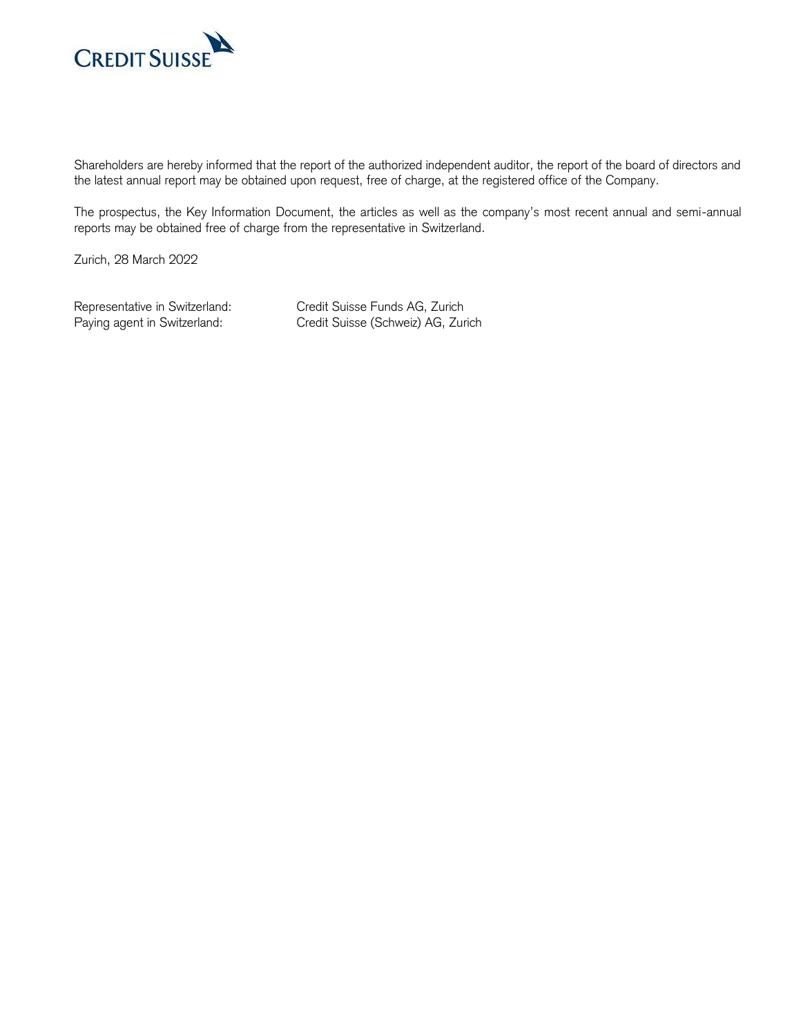CREDIT SUISSE

Shareholders are hereby informed that the report of the authorized independent auditor, the report of the board of directors and the latest annual report may be obtained upon request, free of charge, at the registered office of the Company.

The prospectus, the Key Information Document, the articles as well as the company's most recent annual and semi-annual reports may be obtained free of charge from the representative in Switzerland.

Zurich, 28 March 2022

| | |
|---|---|
| Representative in Switzerland: | Credit Suisse Funds AG, Zurich |
| Paying agent in Switzerland: | Credit Suisse (Schweiz) AG, Zurich |